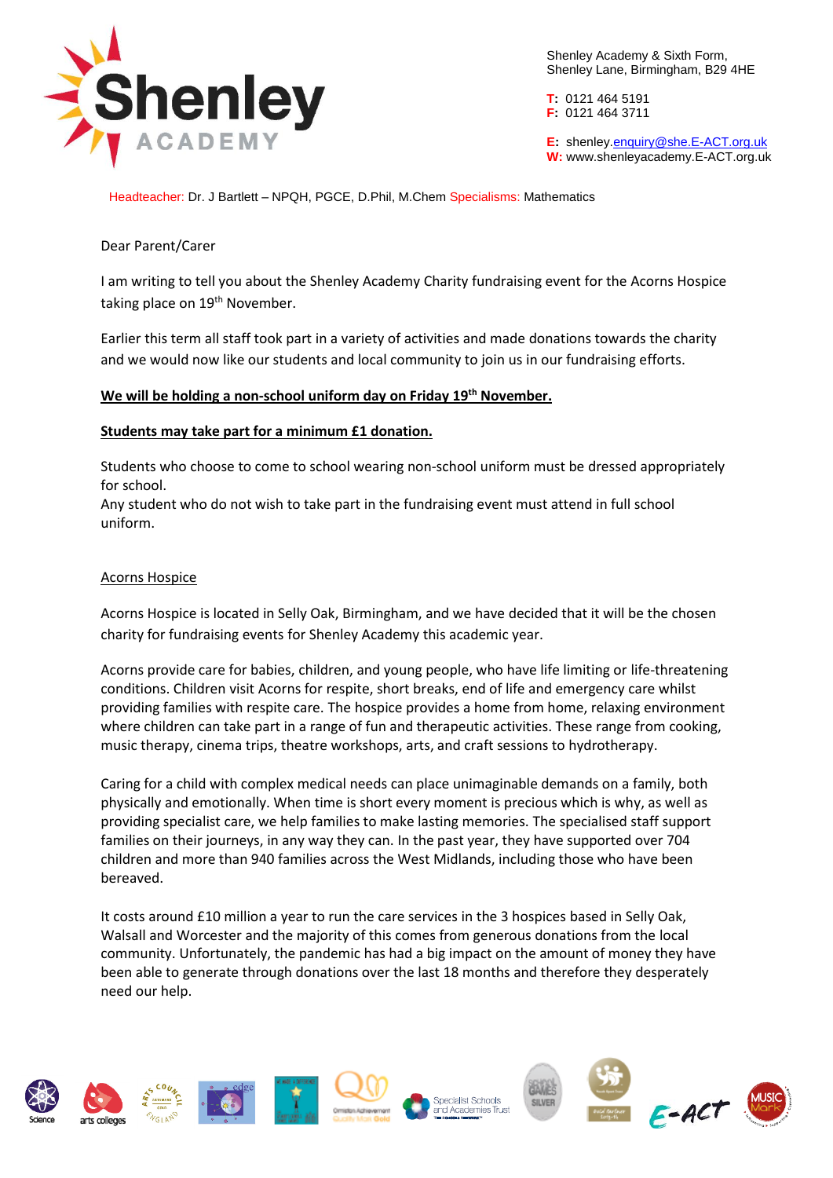Shenley Academy & Sixth Form,
Shenley Lane, Birmingham, B29 4HE

**T:** 0121 464 5191
**F:** 0121 464 3711

**E:** shenley.enquiry@she.E-ACT.org.uk
**W:** www.shenleyacademy.E-ACT.org.uk

Headteacher: Dr. J Bartlett – NPQH, PGCE, D.Phil, M.Chem Specialisms: Mathematics

Dear Parent/Carer

I am writing to tell you about the Shenley Academy Charity fundraising event for the Acorns Hospice taking place on 19th November.

Earlier this term all staff took part in a variety of activities and made donations towards the charity and we would now like our students and local community to join us in our fundraising efforts.

**We will be holding a non-school uniform day on Friday 19th November.**

**Students may take part for a minimum £1 donation.**

Students who choose to come to school wearing non-school uniform must be dressed appropriately for school.
Any student who do not wish to take part in the fundraising event must attend in full school uniform.

Acorns Hospice

Acorns Hospice is located in Selly Oak, Birmingham, and we have decided that it will be the chosen charity for fundraising events for Shenley Academy this academic year.

Acorns provide care for babies, children, and young people, who have life limiting or life-threatening conditions. Children visit Acorns for respite, short breaks, end of life and emergency care whilst providing families with respite care. The hospice provides a home from home, relaxing environment where children can take part in a range of fun and therapeutic activities. These range from cooking, music therapy, cinema trips, theatre workshops, arts, and craft sessions to hydrotherapy.

Caring for a child with complex medical needs can place unimaginable demands on a family, both physically and emotionally. When time is short every moment is precious which is why, as well as providing specialist care, we help families to make lasting memories. The specialised staff support families on their journeys, in any way they can. In the past year, they have supported over 704 children and more than 940 families across the West Midlands, including those who have been bereaved.

It costs around £10 million a year to run the care services in the 3 hospices based in Selly Oak, Walsall and Worcester and the majority of this comes from generous donations from the local community. Unfortunately, the pandemic has had a big impact on the amount of money they have been able to generate through donations over the last 18 months and therefore they desperately need our help.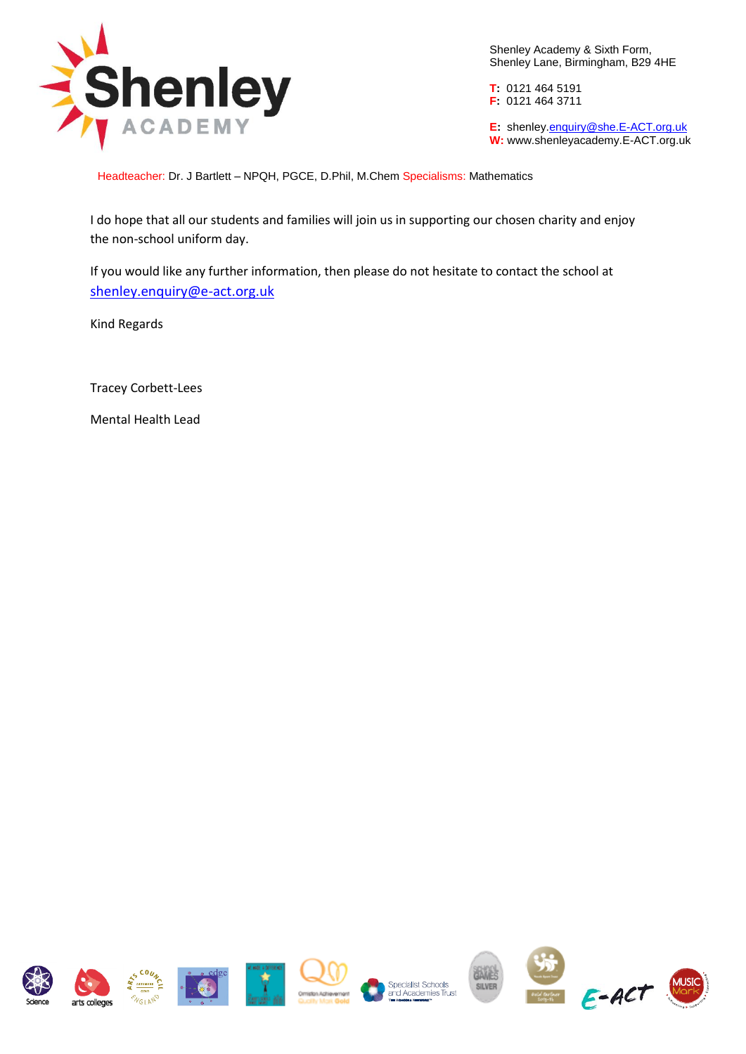Shenley Academy & Sixth Form,
Shenley Lane, Birmingham, B29 4HE

**T:** 0121 464 5191
**F:** 0121 464 3711

**E:** shenley.enquiry@she.E-ACT.org.uk
**W:** www.shenleyacademy.E-ACT.org.uk

Headteacher: Dr. J Bartlett – NPQH, PGCE, D.Phil, M.Chem Specialisms: Mathematics

I do hope that all our students and families will join us in supporting our chosen charity and enjoy the non-school uniform day.

If you would like any further information, then please do not hesitate to contact the school at shenley.enquiry@e-act.org.uk

Kind Regards

Tracey Corbett-Lees

Mental Health Lead